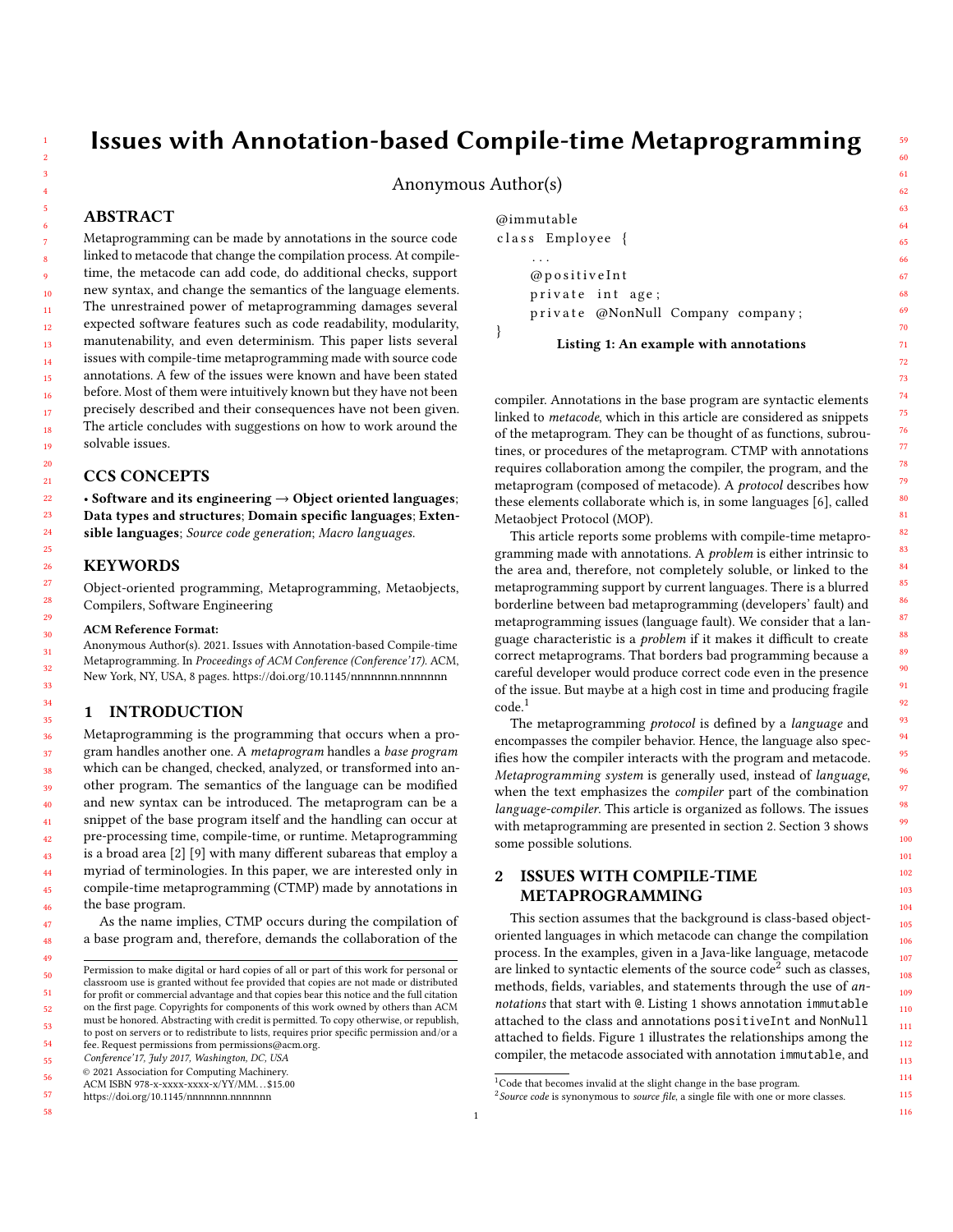# Issues with Annotation-based Compile-time Metaprogramming

Anonymous Author(s)

## ABSTRACT

Metaprogramming can be made by annotations in the source code linked to metacode that change the compilation process. At compile-time, the metacode can add code, do additional checks, support new syntax, and change the semantics of the language elements. The unrestrained power of metaprogramming damages several expected software features such as code readability, modularity, manutenability, and even determinism. This paper lists several issues with compile-time metaprogramming made with source code annotations. A few of the issues were known and have been stated before. Most of them were intuitively known but they have not been precisely described and their consequences have not been given. The article concludes with suggestions on how to work around the solvable issues.

## CCS CONCEPTS

• **Software and its engineering** → **Object oriented languages**; **Data types and structures**; **Domain specific languages**; **Extensible languages**; *Source code generation*; *Macro languages*.

## KEYWORDS

Object-oriented programming, Metaprogramming, Metaobjects, Compilers, Software Engineering

**ACM Reference Format:**
Anonymous Author(s). 2021. Issues with Annotation-based Compile-time Metaprogramming. In *Proceedings of ACM Conference (Conference'17).* ACM, New York, NY, USA, 8 pages. https://doi.org/10.1145/nnnnnnn.nnnnnnn

## 1 INTRODUCTION

Metaprogramming is the programming that occurs when a program handles another one. A *metaprogram* handles a *base program* which can be changed, checked, analyzed, or transformed into another program. The semantics of the language can be modified and new syntax can be introduced. The metaprogram can be a snippet of the base program itself and the handling can occur at pre-processing time, compile-time, or runtime. Metaprogramming is a broad area [2] [9] with many different subareas that employ a myriad of terminologies. In this paper, we are interested only in compile-time metaprogramming (CTMP) made by annotations in the base program.

As the name implies, CTMP occurs during the compilation of a base program and, therefore, demands the collaboration of the compiler. Annotations in the base program are syntactic elements linked to *metacode*, which in this article are considered as snippets of the metaprogram. They can be thought of as functions, subroutines, or procedures of the metaprogram. CTMP with annotations requires collaboration among the compiler, the program, and the metaprogram (composed of metacode). A *protocol* describes how these elements collaborate which is, in some languages [6], called Metaobject Protocol (MOP).

```
@immutable
class Employee {
    ...
    @positiveInt
    private int age;
    private @NonNull Company company;
}
```

**Listing 1: An example with annotations**

This article reports some problems with compile-time metaprogramming made with annotations. A *problem* is either intrinsic to the area and, therefore, not completely soluble, or linked to the metaprogramming support by current languages. There is a blurred borderline between bad metaprogramming (developers' fault) and metaprogramming issues (language fault). We consider that a language characteristic is a *problem* if it makes it difficult to create correct metaprograms. That borders bad programming because a careful developer would produce correct code even in the presence of the issue. But maybe at a high cost in time and producing fragile code.[1]

The metaprogramming *protocol* is defined by a *language* and encompasses the compiler behavior. Hence, the language also specifies how the compiler interacts with the program and metacode. *Metaprogramming system* is generally used, instead of *language*, when the text emphasizes the *compiler* part of the combination *language-compiler*. This article is organized as follows. The issues with metaprogramming are presented in section 2. Section 3 shows some possible solutions.

## 2 ISSUES WITH COMPILE-TIME METAPROGRAMMING

This section assumes that the background is class-based object-oriented languages in which metacode can change the compilation process. In the examples, given in a Java-like language, metacode are linked to syntactic elements of the source code[2] such as classes, methods, fields, variables, and statements through the use of *annotations* that start with @. Listing 1 shows annotation `immutable` attached to the class and annotations `positiveInt` and `NonNull` attached to fields. Figure 1 illustrates the relationships among the compiler, the metacode associated with annotation `immutable`, and

---

[1] Code that becomes invalid at the slight change in the base program.
[2] *Source code* is synonymous to *source file*, a single file with one or more classes.

Permission to make digital or hard copies of all or part of this work for personal or classroom use is granted without fee provided that copies are not made or distributed for profit or commercial advantage and that copies bear this notice and the full citation on the first page. Copyrights for components of this work owned by others than ACM must be honored. Abstracting with credit is permitted. To copy otherwise, or republish, to post on servers or to redistribute to lists, requires prior specific permission and/or a fee. Request permissions from permissions@acm.org.
*Conference'17, July 2017, Washington, DC, USA*
© 2021 Association for Computing Machinery.
ACM ISBN 978-x-xxxx-xxxx-x/YY/MM...$15.00
https://doi.org/10.1145/nnnnnnn.nnnnnnn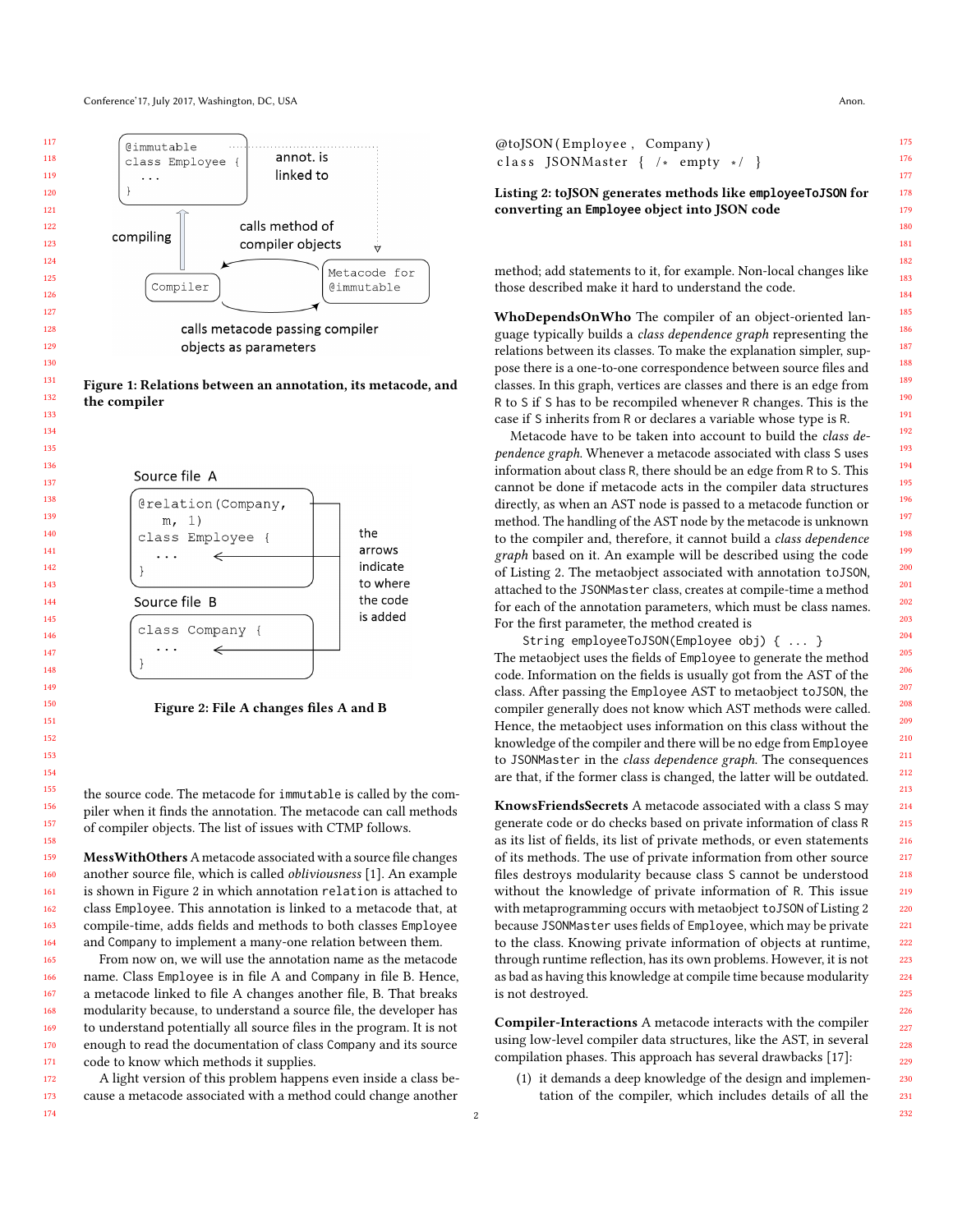Figure 1: Relations between an annotation, its metacode, and the compiler

Figure 2: File A changes files A and B

the source code. The metacode for immutable is called by the compiler when it finds the annotation. The metacode can call methods of compiler objects. The list of issues with CTMP follows.

**MessWithOthers** A metacode associated with a source file changes another source file, which is called *obliviousness* [1]. An example is shown in Figure 2 in which annotation relation is attached to class Employee. This annotation is linked to a metacode that, at compile-time, adds fields and methods to both class Employee and Company to implement a many-one relation between them.

From now on, we will use the annotation name as the metacode name. Class Employee is in file A and Company in file B. Hence, a metacode linked to file A changes another file, B. That breaks modularity because, to understand a source file, the developer has to understand potentially all source files in the program. It is not enough to read the documentation of class Company and its source code to know which methods it supplies.

A light version of this problem happens even inside a class because a metacode associated with a method could change another method; add statements to it, for example. Non-local changes like those described make it hard to understand the code.

```
@toJSON(Employee, Company)
class JSONMaster { /* empty */ }
```

**Listing 2: toJSON generates methods like employeeToJSON for converting an Employee object into JSON code**

**WhoDependsOnWho** The compiler of an object-oriented language typically builds a *class dependence graph* representing the relations between its classes. To make the explanation simpler, suppose there is a one-to-one correspondence between source files and classes. In this graph, vertices are classes and there is an edge from R to S if S has to be recompiled whenever R changes. This is the case if S inherits from R or declares a variable whose type is R.

Metacode have to be taken into account to build the *class dependence graph*. Whenever a metacode associated with class S uses information about class R, there should be an edge from R to S. This cannot be done if metacode acts in the compiler data structures directly, as when an AST node is passed to a metacode function or method. The handling of the AST node by the metacode is unknown to the compiler and, therefore, it cannot build a *class dependence graph* based on it. An example will be described using the code of Listing 2. The metaobject associated with annotation toJSON, attached to the JSONMaster class, creates at compile-time a method for each of the annotation parameters, which must be class names. For the first parameter, the method created is

```
String employeeToJSON(Employee obj) { ... }
```

The metaobject uses the fields of Employee to generate the method code. Information on the fields is usually got from the AST of the class. After passing the Employee AST to metaobject toJSON, the compiler generally does not know which AST methods were called. Hence, the metaobject uses information on this class without the knowledge of the compiler and there will be no edge from Employee to JSONMaster in the *class dependence graph*. The consequences are that, if the former class is changed, the latter will be outdated.

**KnowsFriendsSecrets** A metacode associated with a class S may generate code or do checks based on private information of class R as its list of fields, its list of private methods, or even statements of its methods. The use of private information from other source files destroys modularity because class S cannot be understood without the knowledge of private information of R. This issue with metaprogramming occurs with metaobject toJSON of Listing 2 because JSONMaster uses fields of Employee, which may be private to the class. Knowing private information of objects at runtime, through runtime reflection, has its own problems. However, it is not as bad as having this knowledge at compile time because modularity is not destroyed.

**Compiler-Interactions** A metacode interacts with the compiler using low-level compiler data structures, like the AST, in several compilation phases. This approach has several drawbacks [17]:

(1) it demands a deep knowledge of the design and implementation of the compiler, which includes details of all the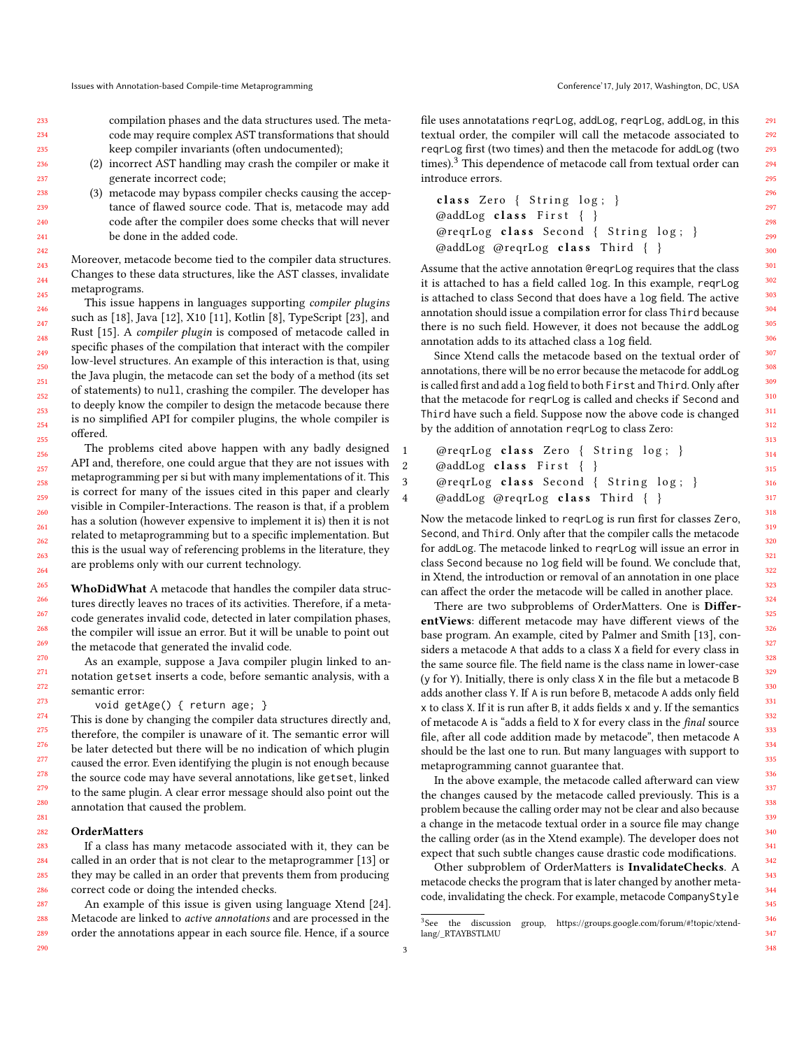compilation phases and the data structures used. The metacode may require complex AST transformations that should keep compiler invariants (often undocumented);

(2) incorrect AST handling may crash the compiler or make it generate incorrect code;

(3) metacode may bypass compiler checks causing the acceptance of flawed source code. That is, metacode may add code after the compiler does some checks that will never be done in the added code.

Moreover, metacode become tied to the compiler data structures. Changes to these data structures, like the AST classes, invalidate metaprograms.

This issue happens in languages supporting *compiler plugins* such as [18], Java [12], X10 [11], Kotlin [8], TypeScript [23], and Rust [15]. A *compiler plugin* is composed of metacode called in specific phases of the compilation that interact with the compiler low-level structures. An example of this interaction is that, using the Java plugin, the metacode can set the body of a method (its set of statements) to `null`, crashing the compiler. The developer has to deeply know the compiler to design the metacode because there is no simplified API for compiler plugins, the whole compiler is offered.

The problems cited above happen with any badly designed API and, therefore, one could argue that they are not issues with metaprogramming per si but with many implementations of it. This is correct for many of the issues cited in this paper and clearly visible in Compiler-Interactions. The reason is that, if a problem has a solution (however expensive to implement it is) then it is not related to metaprogramming but to a specific implementation. But this is the usual way of referencing problems in the literature, they are problems only with our current technology.

**WhoDidWhat** A metacode that handles the compiler data structures directly leaves no traces of its activities. Therefore, if a metacode generates invalid code, detected in later compilation phases, the compiler will issue an error. But it will be unable to point out the metacode that generated the invalid code.

As an example, suppose a Java compiler plugin linked to annotation `getset` inserts a code, before semantic analysis, with a semantic error:

```
void getAge() { return age; }
```

This is done by changing the compiler data structures directly and, therefore, the compiler is unaware of it. The semantic error will be later detected but there will be no indication of which plugin caused the error. Even identifying the plugin is not enough because the source code may have several annotations, like `getset`, linked to the same plugin. A clear error message should also point out the annotation that caused the problem.

**OrderMatters**

If a class has many metacode associated with it, they can be called in an order that is not clear to the metaprogrammer [13] or they may be called in an order that prevents them from producing correct code or doing the intended checks.

An example of this issue is given using language Xtend [24]. Metacode are linked to *active annotations* and are processed in the order the annotations appear in each source file. Hence, if a source file uses annotatations `reqrLog`, `addLog`, `reqrLog`, `addLog`, in this textual order, the compiler will call the metacode associated to `reqrLog` first (two times) and then the metacode for `addLog` (two times).[3] This dependence of metacode call from textual order can introduce errors.

```
class Zero { String log; }
@addLog class First { }
@reqrLog class Second { String log; }
@addLog @reqrLog class Third { }
```

Assume that the active annotation `@reqrLog` requires that the class it is attached to has a field called `log`. In this example, `reqrLog` is attached to class `Second` that does have a `log` field. The active annotation should issue a compilation error for class `Third` because there is no such field. However, it does not because the `addLog` annotation adds to its attached class a `log` field.

Since Xtend calls the metacode based on the textual order of annotations, there will be no error because the metacode for `addLog` is called first and add a `log` field to both `First` and `Third`. Only after that the metacode for `reqrLog` is called and checks if `Second` and `Third` have such a field. Suppose now the above code is changed by the addition of annotation `reqrLog` to class `Zero`:

```
1  @reqrLog class Zero { String log; }
2  @addLog class First { }
3  @reqrLog class Second { String log; }
4  @addLog @reqrLog class Third { }
```

Now the metacode linked to `reqrLog` is run first for classes `Zero`, `Second`, and `Third`. Only after that the compiler calls the metacode for `addLog`. The metacode linked to `reqrLog` will issue an error in class `Second` because no `log` field will be found. We conclude that, in Xtend, the introduction or removal of an annotation in one place can affect the order the metacode will be called in another place.

There are two subproblems of OrderMatters. One is **DifferentViews**: different metacode may have different views of the base program. An example, cited by Palmer and Smith [13], considers a metacode `A` that adds to a class `X` a field for every class in the same source file. The field name is the class name in lower-case (`y` for `Y`). Initially, there is only class `X` in the file but a metacode `B` adds another class `Y`. If `A` is run before `B`, metacode `A` adds only field `x` to class `X`. If it is run after `B`, it adds fields `x` and `y`. If the semantics of metacode `A` is "adds a field to `X` for every class in the *final* source file, after all code addition made by metacode", then metacode `A` should be the last one to run. But many languages with support to metaprogramming cannot guarantee that.

In the above example, the metacode called afterward can view the changes caused by the metacode called previously. This is a problem because the calling order may not be clear and also because a change in the metacode textual order in a source file may change the calling order (as in the Xtend example). The developer does not expect that such subtle changes cause drastic code modifications.

Other subproblem of OrderMatters is **InvalidateChecks**. A metacode checks the program that is later changed by another metacode, invalidating the check. For example, metacode `CompanyStyle`

[3] See the discussion group, https://groups.google.com/forum/#!topic/xtend-lang/_RTAYBSTLMU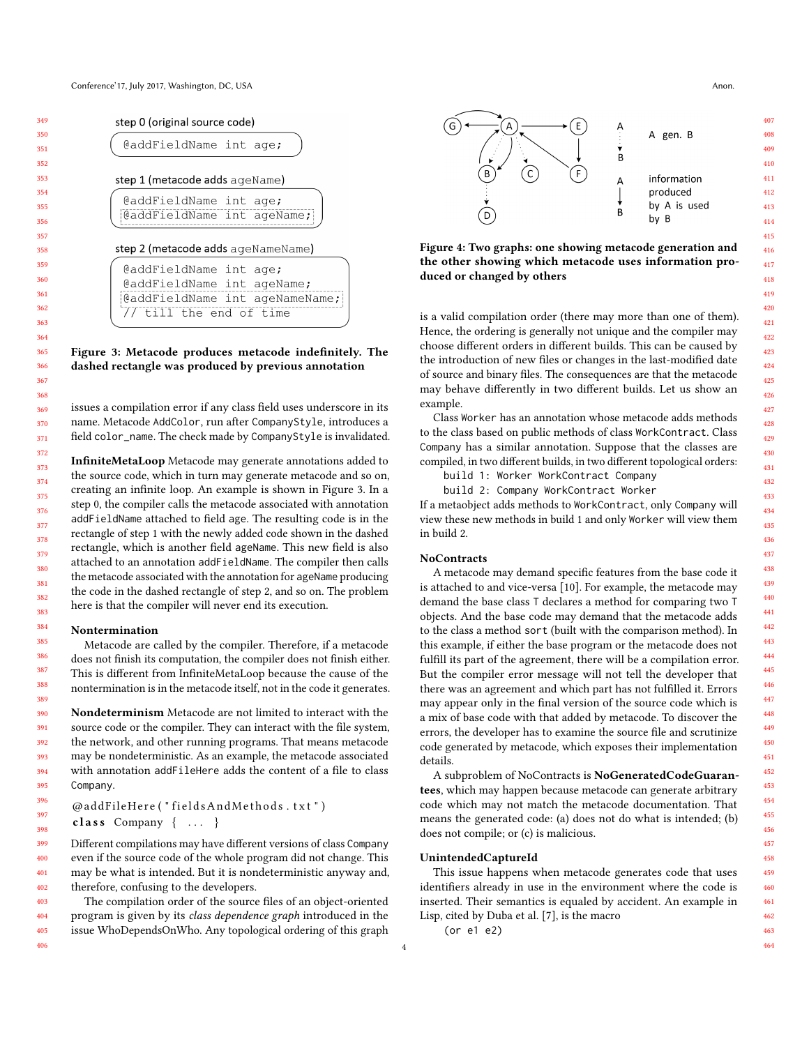step 0 (original source code)

```
@addFieldName int age;
```

step 1 (metacode adds ageName)

```
@addFieldName int age;
@addFieldName int ageName;
```

step 2 (metacode adds ageNameName)

```
@addFieldName int age;
@addFieldName int ageName;
@addFieldName int ageNameName;
// till the end of time
```

**Figure 3: Metacode produces metacode indefinitely. The dashed rectangle was produced by previous annotation**

issues a compilation error if any class field uses underscore in its name. Metacode `AddColor`, run after `CompanyStyle`, introduces a field `color_name`. The check made by `CompanyStyle` is invalidated.

**InfiniteMetaLoop** Metacode may generate annotations added to the source code, which in turn may generate metacode and so on, creating an infinite loop. An example is shown in Figure 3. In a step 0, the compiler calls the metacode associated with annotation `addFieldName` attached to field `age`. The resulting code is in the rectangle of step 1 with the newly added code shown in the dashed rectangle, which is another field `ageName`. This new field is also attached to an annotation `addFieldName`. The compiler then calls the metacode associated with the annotation for `ageName` producing the code in the dashed rectangle of step 2, and so on. The problem here is that the compiler will never end its execution.

**Nontermination**

Metacode are called by the compiler. Therefore, if a metacode does not finish its computation, the compiler does not finish either. This is different from InfiniteMetaLoop because the cause of the nontermination is in the metacode itself, not in the code it generates.

**Nondeterminism** Metacode are not limited to interact with the source code or the compiler. They can interact with the file system, the network, and other running programs. That means metacode may be nondeterministic. As an example, the metacode associated with annotation `addFileHere` adds the content of a file to class `Company`.

```
@addFileHere("fieldsAndMethods.txt")
class Company { ... }
```

Different compilations may have different versions of class `Company` even if the source code of the whole program did not change. This may be what is intended. But it is nondeterministic anyway and, therefore, confusing to the developers.

The compilation order of the source files of an object-oriented program is given by its *class dependence graph* introduced in the issue WhoDependsOnWho. Any topological ordering of this graph

A gen. B

information produced by A is used by B

**Figure 4: Two graphs: one showing metacode generation and the other showing which metacode uses information produced or changed by others**

is a valid compilation order (there may more than one of them). Hence, the ordering is generally not unique and the compiler may choose different orders in different builds. This can be caused by the introduction of new files or changes in the last-modified date of source and binary files. The consequences are that the metacode may behave differently in two different builds. Let us show an example.

Class `Worker` has an annotation whose metacode adds methods to the class based on public methods of class `WorkContract`. Class `Company` has a similar annotation. Suppose that the classes are compiled, in two different builds, in two different topological orders:

```
build 1: Worker WorkContract Company
build 2: Company WorkContract Worker
```

If a metaobject adds methods to `WorkContract`, only `Company` will view these new methods in build 1 and only `Worker` will view them in build 2.

**NoContracts**

A metacode may demand specific features from the base code it is attached to and vice-versa [10]. For example, the metacode may demand the base class `T` declares a method for comparing two `T` objects. And the base code may demand that the metacode adds to the class a method `sort` (built with the comparison method). In this example, if either the base program or the metacode does not fulfill its part of the agreement, there will be a compilation error. But the compiler error message will not tell the developer that there was an agreement and which part has not fulfilled it. Errors may appear only in the final version of the source code which is a mix of base code with that added by metacode. To discover the errors, the developer has to examine the source file and scrutinize code generated by metacode, which exposes their implementation details.

A subproblem of NoContracts is **NoGeneratedCodeGuarantees**, which may happen because metacode can generate arbitrary code which may not match the metacode documentation. That means the generated code: (a) does not do what is intended; (b) does not compile; or (c) is malicious.

**UnintendedCaptureId**

This issue happens when metacode generates code that uses identifiers already in use in the environment where the code is inserted. Their semantics is equaled by accident. An example in Lisp, cited by Duba et al. [7], is the macro

```
(or e1 e2)
```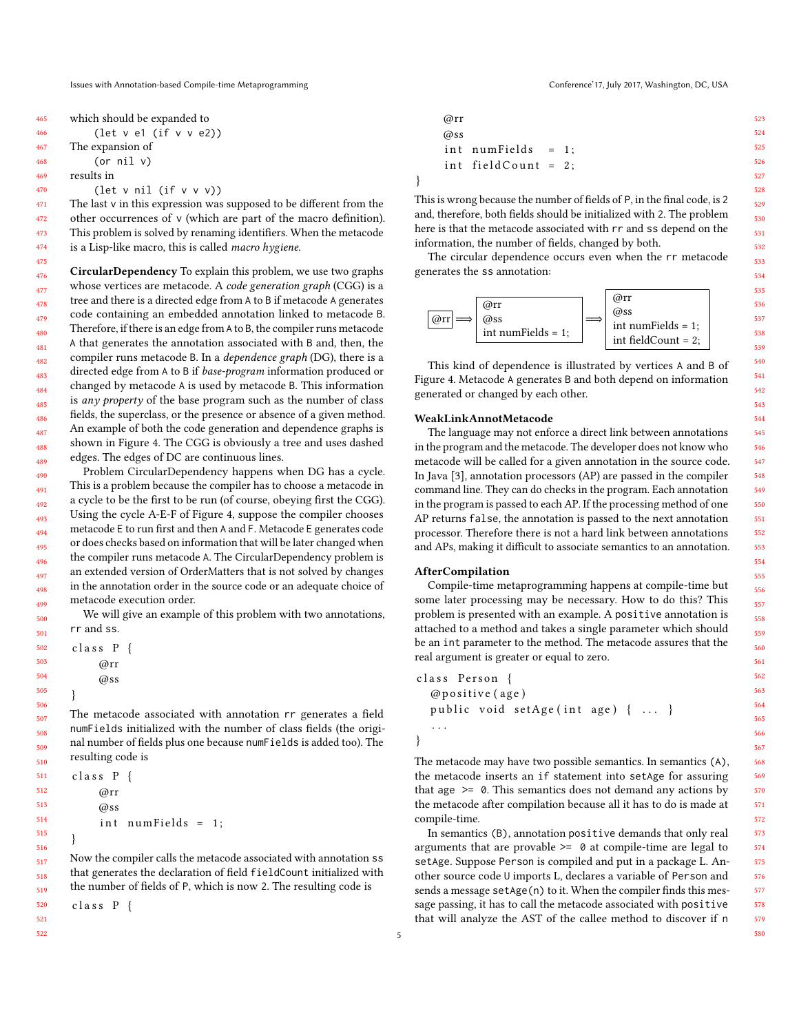which should be expanded to

```
(let v e1 (if v v e2))
```

The expansion of

```
(or nil v)
```

results in

```
(let v nil (if v v v))
```

The last v in this expression was supposed to be different from the other occurrences of v (which are part of the macro definition). This problem is solved by renaming identifiers. When the metacode is a Lisp-like macro, this is called *macro hygiene*.

**CircularDependency** To explain this problem, we use two graphs whose vertices are metacode. A *code generation graph* (CGG) is a tree and there is a directed edge from A to B if metacode A generates code containing an embedded annotation linked to metacode B. Therefore, if there is an edge from A to B, the compiler runs metacode A that generates the annotation associated with B and, then, the compiler runs metacode B. In a *dependence graph* (DG), there is a directed edge from A to B if *base-program* information produced or changed by metacode A is used by metacode B. This information is *any property* of the base program such as the number of class fields, the superclass, or the presence or absence of a given method. An example of both the code generation and dependence graphs is shown in Figure 4. The CGG is obviously a tree and uses dashed edges. The edges of DC are continuous lines.

Problem CircularDependency happens when DG has a cycle. This is a problem because the compiler has to choose a metacode in a cycle to be the first to be run (of course, obeying first the CGG). Using the cycle A-E-F of Figure 4, suppose the compiler chooses metacode E to run first and then A and F. Metacode E generates code or does checks based on information that will be later changed when the compiler runs metacode A. The CircularDependency problem is an extended version of OrderMatters that is not solved by changes in the annotation order in the source code or an adequate choice of metacode execution order.

We will give an example of this problem with two annotations, rr and ss.

```
class P {
    @rr
    @ss
}
```

The metacode associated with annotation rr generates a field numFields initialized with the number of class fields (the original number of fields plus one because numFields is added too). The resulting code is

```
class P {
    @rr
    @ss
    int numFields = 1;
}
```

Now the compiler calls the metacode associated with annotation ss that generates the declaration of field fieldCount initialized with the number of fields of P, which is now 2. The resulting code is

```
class P {
    @rr
    @ss
    int numFields  = 1;
    int fieldCount = 2;
}
```

This is wrong because the number of fields of P, in the final code, is 2 and, therefore, both fields should be initialized with 2. The problem here is that the metacode associated with rr and ss depend on the information, the number of fields, changed by both.

The circular dependence occurs even when the rr metacode generates the ss annotation:

```
@rr  ⟹  @rr                  ⟹  @rr
         @ss                      @ss
         int numFields = 1;       int numFields = 1;
                                  int fieldCount = 2;
```

This kind of dependence is illustrated by vertices A and B of Figure 4. Metacode A generates B and both depend on information generated or changed by each other.

### WeakLinkAnnotMetacode

The language may not enforce a direct link between annotations in the program and the metacode. The developer does not know who metacode will be called for a given annotation in the source code. In Java [3], annotation processors (AP) are passed in the compiler command line. They can do checks in the program. Each annotation in the program is passed to each AP. If the processing method of one AP returns false, the annotation is passed to the next annotation processor. Therefore there is not a hard link between annotations and APs, making it difficult to associate semantics to an annotation.

### AfterCompilation

Compile-time metaprogramming happens at compile-time but some later processing may be necessary. How to do this? This problem is presented with an example. A positive annotation is attached to a method and takes a single parameter which should be an int parameter to the method. The metacode assures that the real argument is greater or equal to zero.

```
class Person {
  @positive(age)
  public void setAge(int age) { ... }
  ...
}
```

The metacode may have two possible semantics. In semantics (A), the metacode inserts an if statement into setAge for assuring that age >= 0. This semantics does not demand any actions by the metacode after compilation because all it has to do is made at compile-time.

In semantics (B), annotation positive demands that only real arguments that are provable >= 0 at compile-time are legal to setAge. Suppose Person is compiled and put in a package L. Another source code U imports L, declares a variable of Person and sends a message setAge(n) to it. When the compiler finds this message passing, it has to call the metacode associated with positive that will analyze the AST of the callee method to discover if n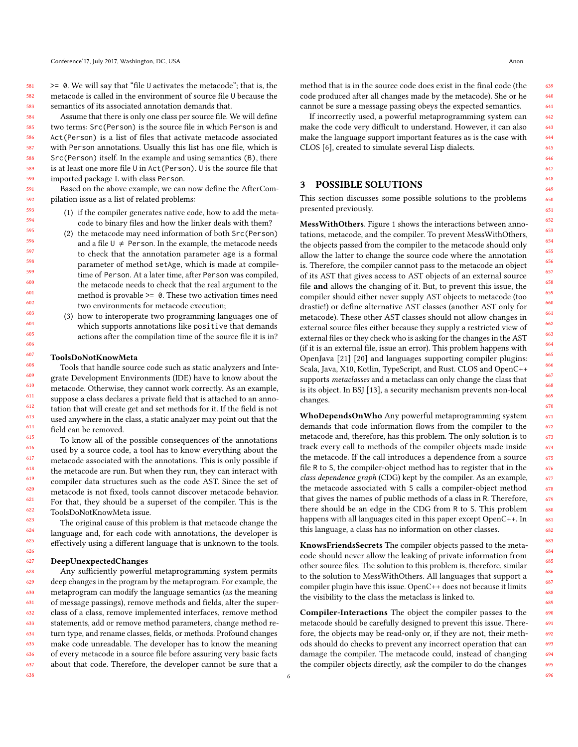>= 0. We will say that "file U activates the metacode"; that is, the metacode is called in the environment of source file U because the semantics of its associated annotation demands that.

Assume that there is only one class per source file. We will define two terms: Src(Person) is the source file in which Person is and Act(Person) is a list of files that activate metacode associated with Person annotations. Usually this list has one file, which is Src(Person) itself. In the example and using semantics (B), there is at least one more file U in Act(Person). U is the source file that imported package L with class Person.

Based on the above example, we can now define the AfterCompilation issue as a list of related problems:

(1) if the compiler generates native code, how to add the metacode to binary files and how the linker deals with them?
(2) the metacode may need information of both Src(Person) and a file U $\neq$ Person. In the example, the metacode needs to check that the annotation parameter age is a formal parameter of method setAge, which is made at compile-time of Person. At a later time, after Person was compiled, the metacode needs to check that the real argument to the method is provable >= 0. These two activation times need two environments for metacode execution;
(3) how to interoperate two programming languages one of which supports annotations like positive that demands actions after the compilation time of the source file it is in?

**ToolsDoNotKnowMeta**

Tools that handle source code such as static analyzers and Integrate Development Environments (IDE) have to know about the metacode. Otherwise, they cannot work correctly. As an example, suppose a class declares a private field that is attached to an annotation that will create get and set methods for it. If the field is not used anywhere in the class, a static analyzer may point out that the field can be removed.

To know all of the possible consequences of the annotations used by a source code, a tool has to know everything about the metacode associated with the annotations. This is only possible if the metacode are run. But when they run, they can interact with compiler data structures such as the code AST. Since the set of metacode is not fixed, tools cannot discover metacode behavior. For that, they should be a superset of the compiler. This is the ToolsDoNotKnowMeta issue.

The original cause of this problem is that metacode change the language and, for each code with annotations, the developer is effectively using a different language that is unknown to the tools.

**DeepUnexpectedChanges**

Any sufficiently powerful metaprogramming system permits deep changes in the program by the metaprogram. For example, the metaprogram can modify the language semantics (as the meaning of message passings), remove methods and fields, alter the superclass of a class, remove implemented interfaces, remove method statements, add or remove method parameters, change method return type, and rename classes, fields, or methods. Profound changes make code unreadable. The developer has to know the meaning of every metacode in a source file before assuring very basic facts about that code. Therefore, the developer cannot be sure that a method that is in the source code does exist in the final code (the code produced after all changes made by the metacode). She or he cannot be sure a message passing obeys the expected semantics.

If incorrectly used, a powerful metaprogramming system can make the code very difficult to understand. However, it can also make the language support important features as is the case with CLOS [6], created to simulate several Lisp dialects.

## 3 POSSIBLE SOLUTIONS

This section discusses some possible solutions to the problems presented previously.

**MessWithOthers**. Figure 1 shows the interactions between annotations, metacode, and the compiler. To prevent MessWithOthers, the objects passed from the compiler to the metacode should only allow the latter to change the source code where the annotation is. Therefore, the compiler cannot pass to the metacode an object of its AST that gives access to AST objects of an external source file **and** allows the changing of it. But, to prevent this issue, the compiler should either never supply AST objects to metacode (too drastic!) or define alternative AST classes (another AST only for metacode). These other AST classes should not allow changes in external source files either because they supply a restricted view of external files or they check who is asking for the changes in the AST (if it is an external file, issue an error). This problem happens with OpenJava [21] [20] and languages supporting compiler plugins: Scala, Java, X10, Kotlin, TypeScript, and Rust. CLOS and OpenC++ supports *metaclasses* and a metaclass can only change the class that is its object. In BSJ [13], a security mechanism prevents non-local changes.

**WhoDependsOnWho** Any powerful metaprogramming system demands that code information flows from the compiler to the metacode and, therefore, has this problem. The only solution is to track every call to methods of the compiler objects made inside the metacode. If the call introduces a dependence from a source file R to S, the compiler-object method has to register that in the *class dependence graph* (CDG) kept by the compiler. As an example, the metacode associated with S calls a compiler-object method that gives the names of public methods of a class in R. Therefore, there should be an edge in the CDG from R to S. This problem happens with all languages cited in this paper except OpenC++. In this language, a class has no information on other classes.

**KnowsFriendsSecrets** The compiler objects passed to the metacode should never allow the leaking of private information from other source files. The solution to this problem is, therefore, similar to the solution to MessWithOthers. All languages that support a compiler plugin have this issue. OpenC++ does not because it limits the visibility to the class the metaclass is linked to.

**Compiler-Interactions** The object the compiler passes to the metacode should be carefully designed to prevent this issue. Therefore, the objects may be read-only or, if they are not, their methods should do checks to prevent any incorrect operation that can damage the compiler. The metacode could, instead of changing the compiler objects directly, *ask* the compiler to do the changes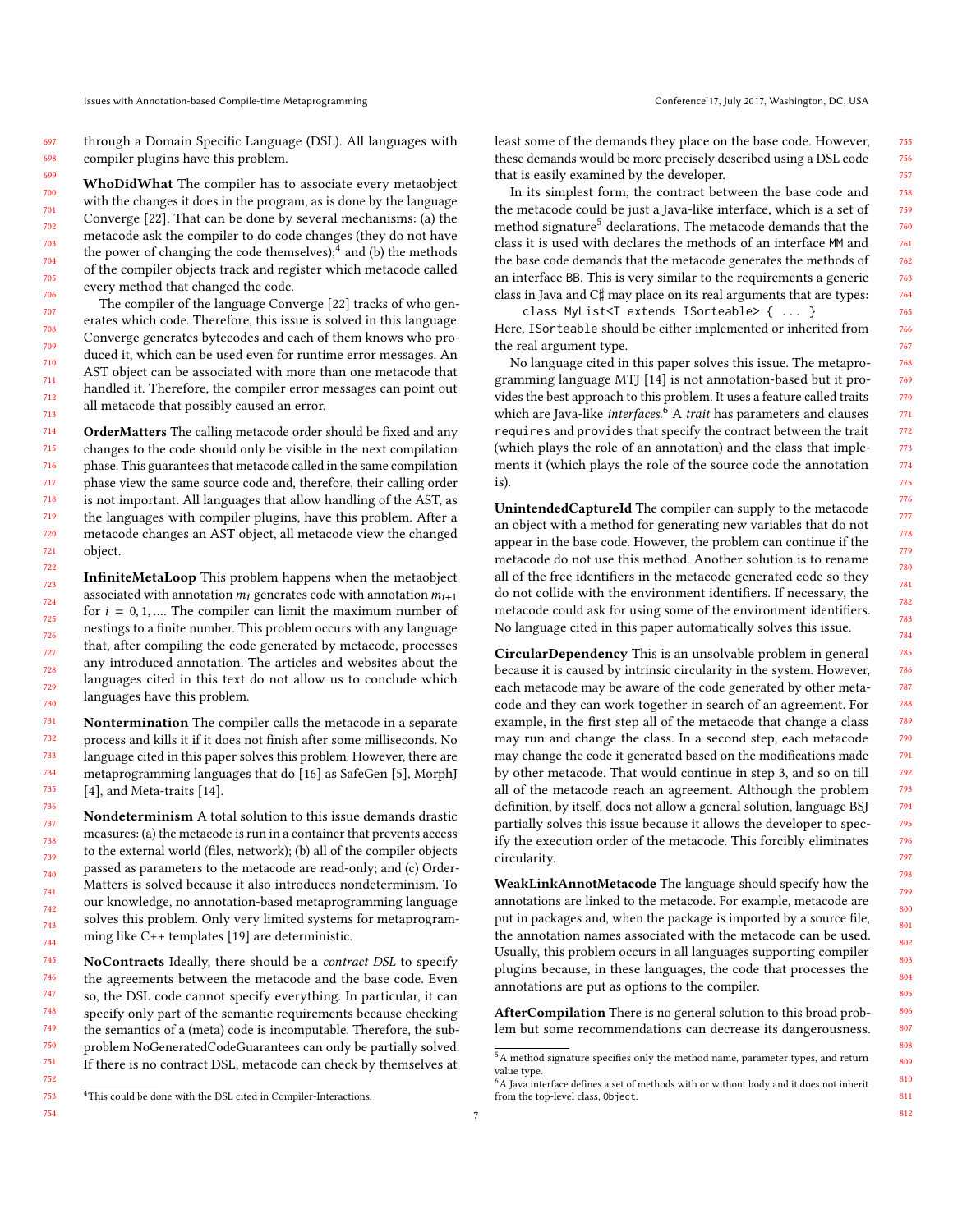through a Domain Specific Language (DSL). All languages with compiler plugins have this problem.

**WhoDidWhat** The compiler has to associate every metaobject with the changes it does in the program, as is done by the language Converge [22]. That can be done by several mechanisms: (a) the metacode ask the compiler to do code changes (they do not have the power of changing the code themselves);[4] and (b) the methods of the compiler objects track and register which metacode called every method that changed the code.

The compiler of the language Converge [22] tracks of who generates which code. Therefore, this issue is solved in this language. Converge generates bytecodes and each of them knows who produced it, which can be used even for runtime error messages. An AST object can be associated with more than one metacode that handled it. Therefore, the compiler error messages can point out all metacode that possibly caused an error.

**OrderMatters** The calling metacode order should be fixed and any changes to the code should only be visible in the next compilation phase. This guarantees that metacode called in the same compilation phase view the same source code and, therefore, their calling order is not important. All languages that allow handling of the AST, as the languages with compiler plugins, have this problem. After a metacode changes an AST object, all metacode view the changed object.

**InfiniteMetaLoop** This problem happens when the metaobject associated with annotation $m_i$ generates code with annotation $m_{i+1}$ for $i = 0, 1, \ldots$. The compiler can limit the maximum number of nestings to a finite number. This problem occurs with any language that, after compiling the code generated by metacode, processes any introduced annotation. The articles and websites about the languages cited in this text do not allow us to conclude which languages have this problem.

**Nontermination** The compiler calls the metacode in a separate process and kills it if it does not finish after some milliseconds. No language cited in this paper solves this problem. However, there are metaprogramming languages that do [16] as SafeGen [5], MorphJ [4], and Meta-traits [14].

**Nondeterminism** A total solution to this issue demands drastic measures: (a) the metacode is run in a container that prevents access to the external world (files, network); (b) all of the compiler objects passed as parameters to the metacode are read-only; and (c) OrderMatters is solved because it also introduces nondeterminism. To our knowledge, no annotation-based metaprogramming language solves this problem. Only very limited systems for metaprogramming like C++ templates [19] are deterministic.

**NoContracts** Ideally, there should be a *contract DSL* to specify the agreements between the metacode and the base code. Even so, the DSL code cannot specify everything. In particular, it can specify only part of the semantic requirements because checking the semantics of a (meta) code is incomputable. Therefore, the subproblem NoGeneratedCodeGuarantees can only be partially solved. If there is no contract DSL, metacode can check by themselves at least some of the demands they place on the base code. However, these demands would be more precisely described using a DSL code that is easily examined by the developer.

In its simplest form, the contract between the base code and the metacode could be just a Java-like interface, which is a set of method signature[5] declarations. The metacode demands that the class it is used with declares the methods of an interface `MM` and the base code demands that the metacode generates the methods of an interface `BB`. This is very similar to the requirements a generic class in Java and C♯ may place on its real arguments that are types:

```
class MyList<T extends ISorteable> { ... }
```

Here, `ISorteable` should be either implemented or inherited from the real argument type.

No language cited in this paper solves this issue. The metaprogramming language MTJ [14] is not annotation-based but it provides the best approach to this problem. It uses a feature called traits which are Java-like *interfaces*.[6] A *trait* has parameters and clauses `requires` and `provides` that specify the contract between the trait (which plays the role of an annotation) and the class that implements it (which plays the role of the source code the annotation is).

**UnintendedCaptureId** The compiler can supply to the metacode an object with a method for generating new variables that do not appear in the base code. However, the problem can continue if the metacode do not use this method. Another solution is to rename all of the free identifiers in the metacode generated code so they do not collide with the environment identifiers. If necessary, the metacode could ask for using some of the environment identifiers. No language cited in this paper automatically solves this issue.

**CircularDependency** This is an unsolvable problem in general because it is caused by intrinsic circularity in the system. However, each metacode may be aware of the code generated by other metacode and they can work together in search of an agreement. For example, in the first step all of the metacode that change a class may run and change the class. In a second step, each metacode may change the code it generated based on the modifications made by other metacode. That would continue in step 3, and so on till all of the metacode reach an agreement. Although the problem definition, by itself, does not allow a general solution, language BSJ partially solves this issue because it allows the developer to specify the execution order of the metacode. This forcibly eliminates circularity.

**WeakLinkAnnotMetacode** The language should specify how the annotations are linked to the metacode. For example, metacode are put in packages and, when the package is imported by a source file, the annotation names associated with the metacode can be used. Usually, this problem occurs in all languages supporting compiler plugins because, in these languages, the code that processes the annotations are put as options to the compiler.

**AfterCompilation** There is no general solution to this broad problem but some recommendations can decrease its dangerousness.

[4] This could be done with the DSL cited in Compiler-Interactions.

[5] A method signature specifies only the method name, parameter types, and return value type.

[6] A Java interface defines a set of methods with or without body and it does not inherit from the top-level class, `Object`.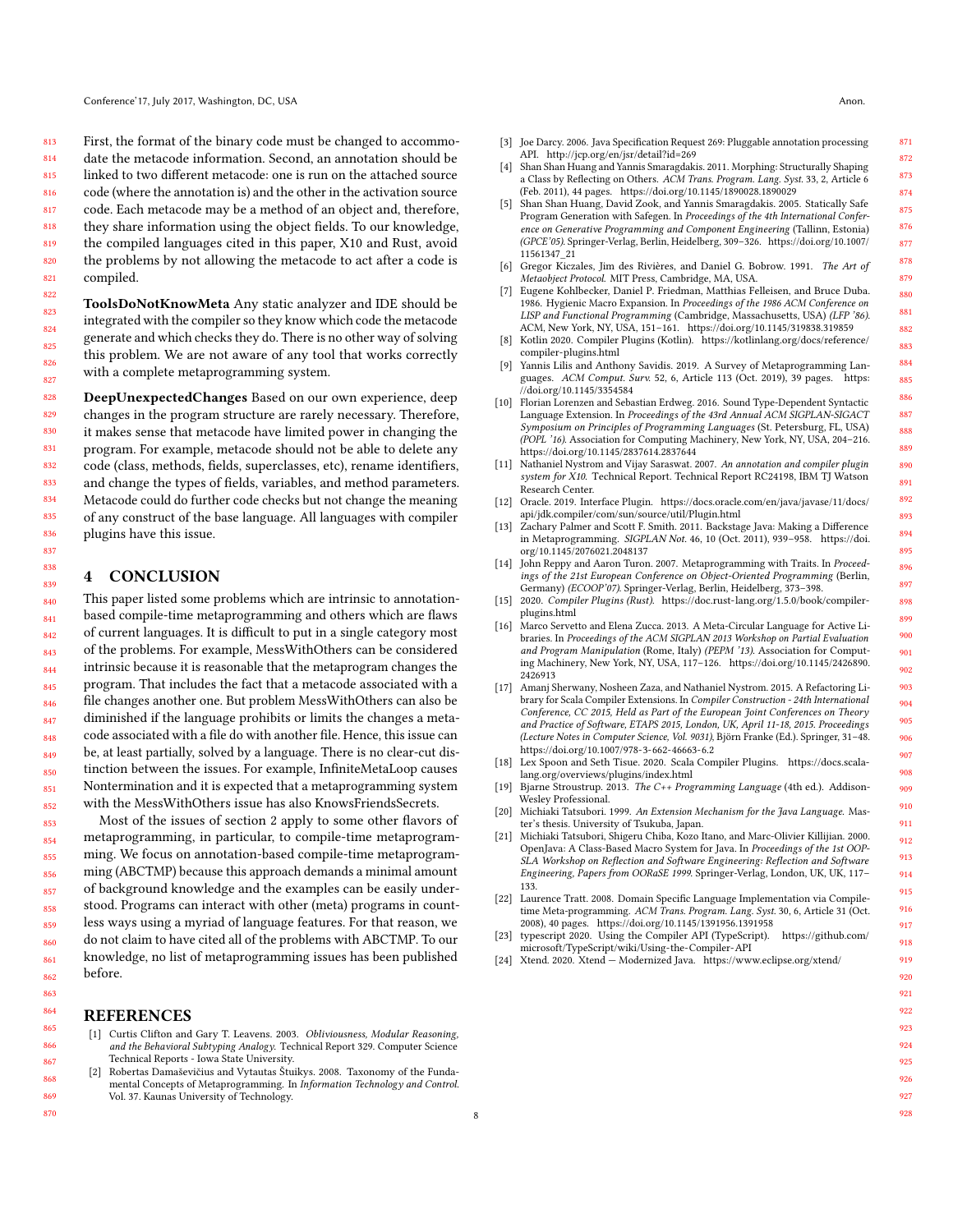First, the format of the binary code must be changed to accommodate the metacode information. Second, an annotation should be linked to two different metacode: one is run on the attached source code (where the annotation is) and the other in the activation source code. Each metacode may be a method of an object and, therefore, they share information using the object fields. To our knowledge, the compiled languages cited in this paper, X10 and Rust, avoid the problems by not allowing the metacode to act after a code is compiled.

**ToolsDoNotKnowMeta** Any static analyzer and IDE should be integrated with the compiler so they know which code the metacode generate and which checks they do. There is no other way of solving this problem. We are not aware of any tool that works correctly with a complete metaprogramming system.

**DeepUnexpectedChanges** Based on our own experience, deep changes in the program structure are rarely necessary. Therefore, it makes sense that metacode have limited power in changing the program. For example, metacode should not be able to delete any code (class, methods, fields, superclasses, etc), rename identifiers, and change the types of fields, variables, and method parameters. Metacode could do further code checks but not change the meaning of any construct of the base language. All languages with compiler plugins have this issue.

## 4 CONCLUSION

This paper listed some problems which are intrinsic to annotation-based compile-time metaprogramming and others which are flaws of current languages. It is difficult to put in a single category most of the problems. For example, MessWithOthers can be considered intrinsic because it is reasonable that the metaprogram changes the program. That includes the fact that a metacode associated with a file changes another one. But problem MessWithOthers can also be diminished if the language prohibits or limits the changes a metacode associated with a file do with another file. Hence, this issue can be, at least partially, solved by a language. There is no clear-cut distinction between the issues. For example, InfiniteMetaLoop causes Nontermination and it is expected that a metaprogramming system with the MessWithOthers issue has also KnowsFriendsSecrets.

Most of the issues of section 2 apply to some other flavors of metaprogramming, in particular, to compile-time metaprogramming. We focus on annotation-based compile-time metaprogramming (ABCTMP) because this approach demands a minimal amount of background knowledge and the examples can be easily understood. Programs can interact with other (meta) programs in countless ways using a myriad of language features. For that reason, we do not claim to have cited all of the problems with ABCTMP. To our knowledge, no list of metaprogramming issues has been published before.

## REFERENCES

[1] Curtis Clifton and Gary T. Leavens. 2003. *Obliviousness, Modular Reasoning, and the Behavioral Subtyping Analogy.* Technical Report 329. Computer Science Technical Reports - Iowa State University.

[2] Robertas Damaševičius and Vytautas Štuikys. 2008. Taxonomy of the Fundamental Concepts of Metaprogramming. In *Information Technology and Control.* Vol. 37. Kaunas University of Technology.

[3] Joe Darcy. 2006. Java Specification Request 269: Pluggable annotation processing API. http://jcp.org/en/jsr/detail?id=269

[4] Shan Shan Huang and Yannis Smaragdakis. 2011. Morphing: Structurally Shaping a Class by Reflecting on Others. *ACM Trans. Program. Lang. Syst.* 33, 2, Article 6 (Feb. 2011), 44 pages. https://doi.org/10.1145/1890028.1890029

[5] Shan Shan Huang, David Zook, and Yannis Smaragdakis. 2005. Statically Safe Program Generation with Safegen. In *Proceedings of the 4th International Conference on Generative Programming and Component Engineering* (Tallinn, Estonia) *(GPCE'05).* Springer-Verlag, Berlin, Heidelberg, 309–326. https://doi.org/10.1007/11561347_21

[6] Gregor Kiczales, Jim des Rivières, and Daniel G. Bobrow. 1991. *The Art of Metaobject Protocol.* MIT Press, Cambridge, MA, USA.

[7] Eugene Kohlbecker, Daniel P. Friedman, Matthias Felleisen, and Bruce Duba. 1986. Hygienic Macro Expansion. In *Proceedings of the 1986 ACM Conference on LISP and Functional Programming* (Cambridge, Massachusetts, USA) *(LFP '86).* ACM, New York, NY, USA, 151–161. https://doi.org/10.1145/319838.319859

[8] Kotlin 2020. Compiler Plugins (Kotlin). https://kotlinlang.org/docs/reference/compiler-plugins.html

[9] Yannis Lilis and Anthony Savidis. 2019. A Survey of Metaprogramming Languages. *ACM Comput. Surv.* 52, 6, Article 113 (Oct. 2019), 39 pages. https://doi.org/10.1145/3354584

[10] Florian Lorenzen and Sebastian Erdweg. 2016. Sound Type-Dependent Syntactic Language Extension. In *Proceedings of the 43rd Annual ACM SIGPLAN-SIGACT Symposium on Principles of Programming Languages* (St. Petersburg, FL, USA) *(POPL '16).* Association for Computing Machinery, New York, NY, USA, 204–216. https://doi.org/10.1145/2837614.2837644

[11] Nathaniel Nystrom and Vijay Saraswat. 2007. *An annotation and compiler plugin system for X10.* Technical Report. Technical Report RC24198, IBM TJ Watson Research Center.

[12] Oracle. 2019. Interface Plugin. https://docs.oracle.com/en/java/javase/11/docs/api/jdk.compiler/com/sun/source/util/Plugin.html

[13] Zachary Palmer and Scott F. Smith. 2011. Backstage Java: Making a Difference in Metaprogramming. *SIGPLAN Not.* 46, 10 (Oct. 2011), 939–958. https://doi.org/10.1145/2076021.2048137

[14] John Reppy and Aaron Turon. 2007. Metaprogramming with Traits. In *Proceedings of the 21st European Conference on Object-Oriented Programming* (Berlin, Germany) *(ECOOP'07).* Springer-Verlag, Berlin, Heidelberg, 373–398.

[15] 2020. *Compiler Plugins (Rust).* https://doc.rust-lang.org/1.5.0/book/compiler-plugins.html

[16] Marco Servetto and Elena Zucca. 2013. A Meta-Circular Language for Active Libraries. In *Proceedings of the ACM SIGPLAN 2013 Workshop on Partial Evaluation and Program Manipulation* (Rome, Italy) *(PEPM '13).* Association for Computing Machinery, New York, NY, USA, 117–126. https://doi.org/10.1145/2426890.2426913

[17] Amanj Sherwany, Nosheen Zaza, and Nathaniel Nystrom. 2015. A Refactoring Library for Scala Compiler Extensions. In *Compiler Construction - 24th International Conference, CC 2015, Held as Part of the European Joint Conferences on Theory and Practice of Software, ETAPS 2015, London, UK, April 11-18, 2015. Proceedings (Lecture Notes in Computer Science, Vol. 9031),* Björn Franke (Ed.). Springer, 31–48. https://doi.org/10.1007/978-3-662-46663-6.2

[18] Lex Spoon and Seth Tisue. 2020. Scala Compiler Plugins. https://docs.scala-lang.org/overviews/plugins/index.html

[19] Bjarne Stroustrup. 2013. *The C++ Programming Language* (4th ed.). Addison-Wesley Professional.

[20] Michiaki Tatsubori. 1999. *An Extension Mechanism for the Java Language.* Master's thesis. University of Tsukuba, Japan.

[21] Michiaki Tatsubori, Shigeru Chiba, Kozo Itano, and Marc-Olivier Killijian. 2000. OpenJava: A Class-Based Macro System for Java. In *Proceedings of the 1st OOPSLA Workshop on Reflection and Software Engineering: Reflection and Software Engineering, Papers from OORaSE 1999.* Springer-Verlag, London, UK, UK, 117–133.

[22] Laurence Tratt. 2008. Domain Specific Language Implementation via Compile-time Meta-programming. *ACM Trans. Program. Lang. Syst.* 30, 6, Article 31 (Oct. 2008), 40 pages. https://doi.org/10.1145/1391956.1391958

[23] typescript 2020. Using the Compiler API (TypeScript). https://github.com/microsoft/TypeScript/wiki/Using-the-Compiler-API

[24] Xtend. 2020. Xtend — Modernized Java. https://www.eclipse.org/xtend/